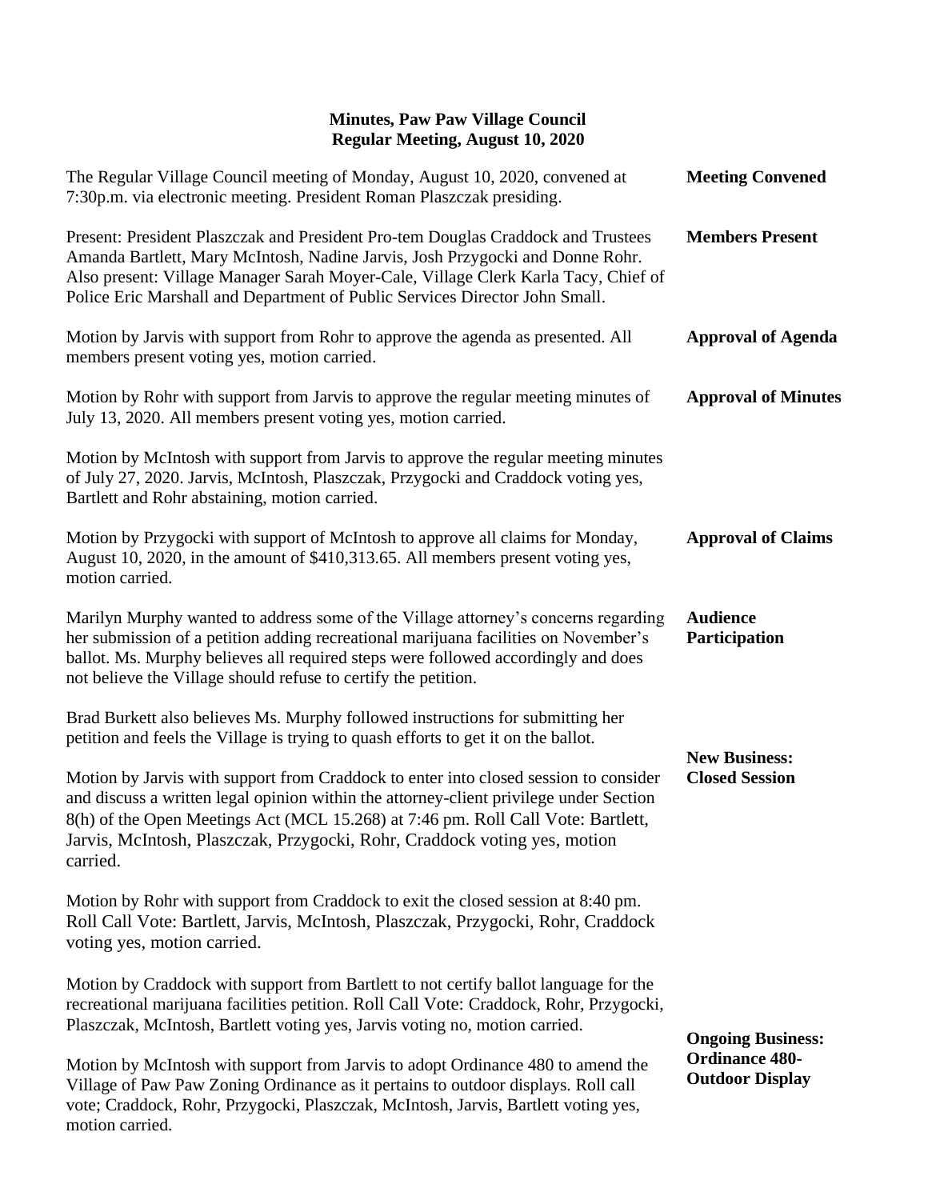# Minutes, Paw Paw Village Council
## Regular Meeting, August 10, 2020

**Meeting Convened**

The Regular Village Council meeting of Monday, August 10, 2020, convened at 7:30p.m. via electronic meeting. President Roman Plaszczak presiding.

**Members Present**

Present: President Plaszczak and President Pro-tem Douglas Craddock and Trustees Amanda Bartlett, Mary McIntosh, Nadine Jarvis, Josh Przygocki and Donne Rohr. Also present: Village Manager Sarah Moyer-Cale, Village Clerk Karla Tacy, Chief of Police Eric Marshall and Department of Public Services Director John Small.

**Approval of Agenda**

Motion by Jarvis with support from Rohr to approve the agenda as presented. All members present voting yes, motion carried.

**Approval of Minutes**

Motion by Rohr with support from Jarvis to approve the regular meeting minutes of July 13, 2020. All members present voting yes, motion carried.

Motion by McIntosh with support from Jarvis to approve the regular meeting minutes of July 27, 2020. Jarvis, McIntosh, Plaszczak, Przygocki and Craddock voting yes, Bartlett and Rohr abstaining, motion carried.

**Approval of Claims**

Motion by Przygocki with support of McIntosh to approve all claims for Monday, August 10, 2020, in the amount of $410,313.65. All members present voting yes, motion carried.

**Audience Participation**

Marilyn Murphy wanted to address some of the Village attorney's concerns regarding her submission of a petition adding recreational marijuana facilities on November's ballot. Ms. Murphy believes all required steps were followed accordingly and does not believe the Village should refuse to certify the petition.

Brad Burkett also believes Ms. Murphy followed instructions for submitting her petition and feels the Village is trying to quash efforts to get it on the ballot.

**New Business: Closed Session**

Motion by Jarvis with support from Craddock to enter into closed session to consider and discuss a written legal opinion within the attorney-client privilege under Section 8(h) of the Open Meetings Act (MCL 15.268) at 7:46 pm. Roll Call Vote: Bartlett, Jarvis, McIntosh, Plaszczak, Przygocki, Rohr, Craddock voting yes, motion carried.

Motion by Rohr with support from Craddock to exit the closed session at 8:40 pm. Roll Call Vote: Bartlett, Jarvis, McIntosh, Plaszczak, Przygocki, Rohr, Craddock voting yes, motion carried.

Motion by Craddock with support from Bartlett to not certify ballot language for the recreational marijuana facilities petition. Roll Call Vote: Craddock, Rohr, Przygocki, Plaszczak, McIntosh, Bartlett voting yes, Jarvis voting no, motion carried.

**Ongoing Business: Ordinance 480- Outdoor Display**

Motion by McIntosh with support from Jarvis to adopt Ordinance 480 to amend the Village of Paw Paw Zoning Ordinance as it pertains to outdoor displays. Roll call vote; Craddock, Rohr, Przygocki, Plaszczak, McIntosh, Jarvis, Bartlett voting yes, motion carried.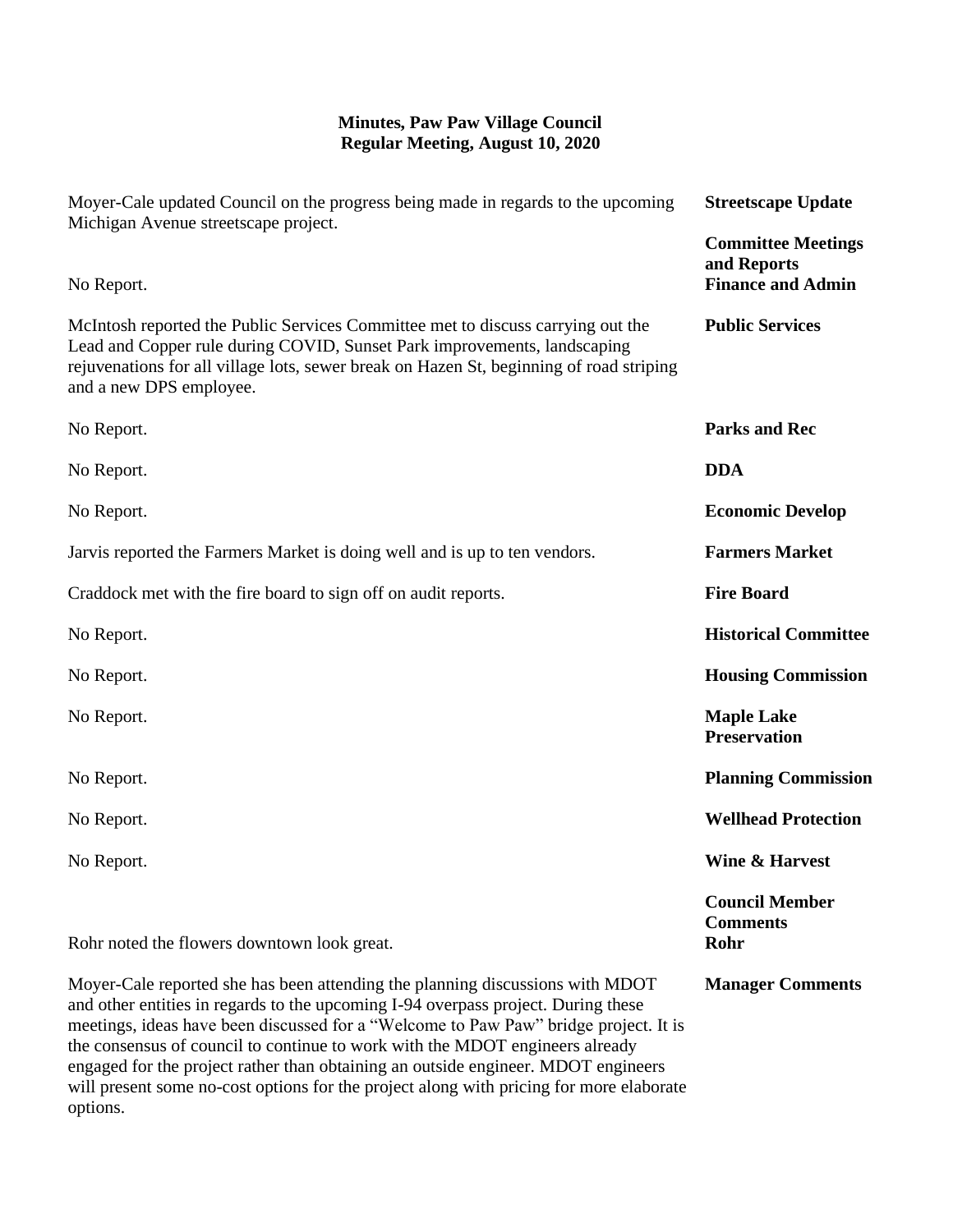**Minutes, Paw Paw Village Council**
**Regular Meeting, August 10, 2020**

**Streetscape Update**

Moyer-Cale updated Council on the progress being made in regards to the upcoming Michigan Avenue streetscape project.

**Committee Meetings and Reports**

**Finance and Admin**

No Report.

**Public Services**

McIntosh reported the Public Services Committee met to discuss carrying out the Lead and Copper rule during COVID, Sunset Park improvements, landscaping rejuvenations for all village lots, sewer break on Hazen St, beginning of road striping and a new DPS employee.

**Parks and Rec**

No Report.

**DDA**

No Report.

**Economic Develop**

No Report.

**Farmers Market**

Jarvis reported the Farmers Market is doing well and is up to ten vendors.

**Fire Board**

Craddock met with the fire board to sign off on audit reports.

**Historical Committee**

No Report.

**Housing Commission**

No Report.

**Maple Lake Preservation**

No Report.

**Planning Commission**

No Report.

**Wellhead Protection**

No Report.

**Wine & Harvest**

No Report.

**Council Member Comments**

**Rohr**

Rohr noted the flowers downtown look great.

**Manager Comments**

Moyer-Cale reported she has been attending the planning discussions with MDOT and other entities in regards to the upcoming I-94 overpass project. During these meetings, ideas have been discussed for a "Welcome to Paw Paw" bridge project. It is the consensus of council to continue to work with the MDOT engineers already engaged for the project rather than obtaining an outside engineer. MDOT engineers will present some no-cost options for the project along with pricing for more elaborate options.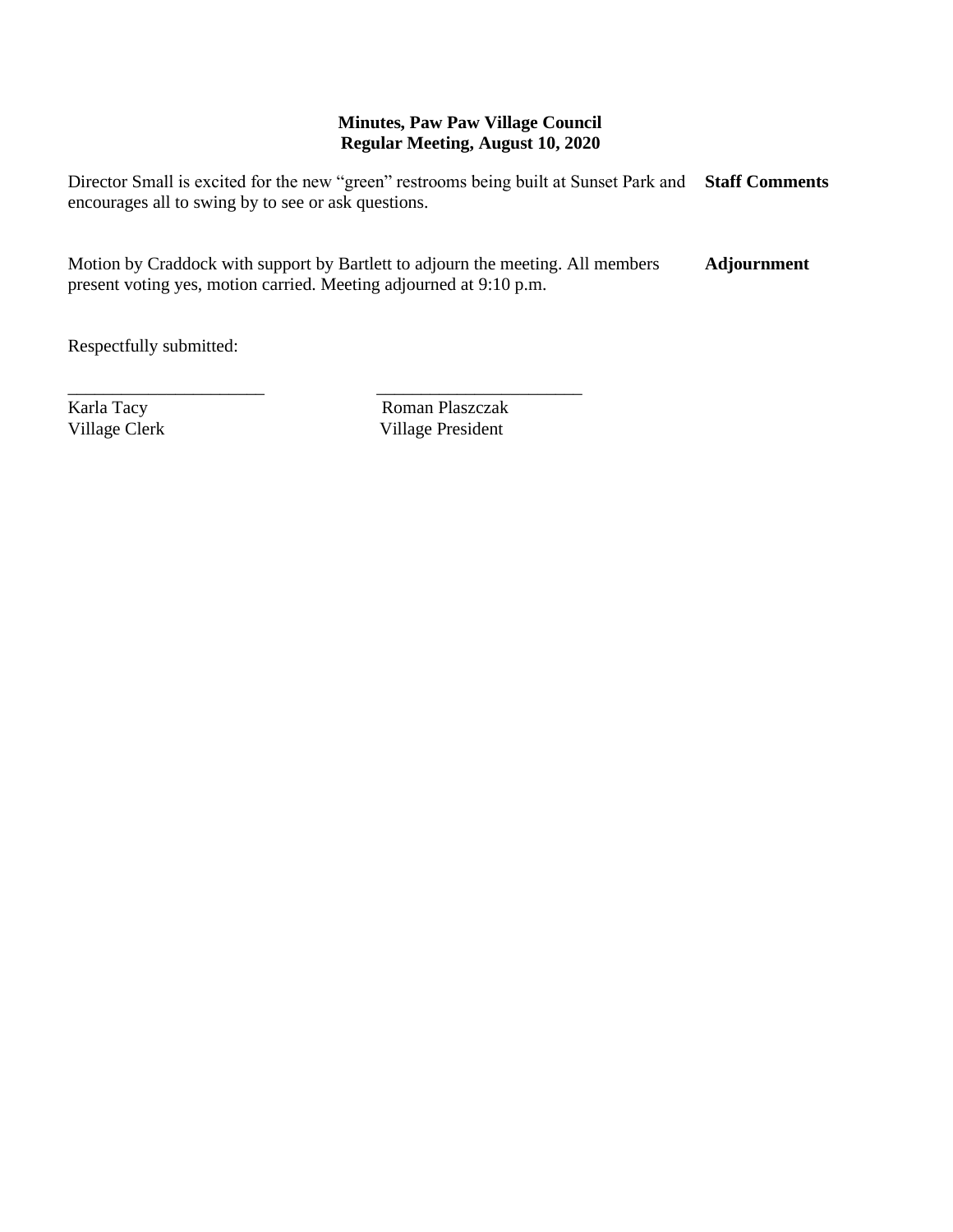**Minutes, Paw Paw Village Council**
**Regular Meeting, August 10, 2020**

**Staff Comments**

Director Small is excited for the new "green" restrooms being built at Sunset Park and encourages all to swing by to see or ask questions.

**Adjournment**

Motion by Craddock with support by Bartlett to adjourn the meeting. All members present voting yes, motion carried. Meeting adjourned at 9:10 p.m.

Respectfully submitted:

______________________

Karla Tacy
Village Clerk

______________________

Roman Plaszczak
Village President